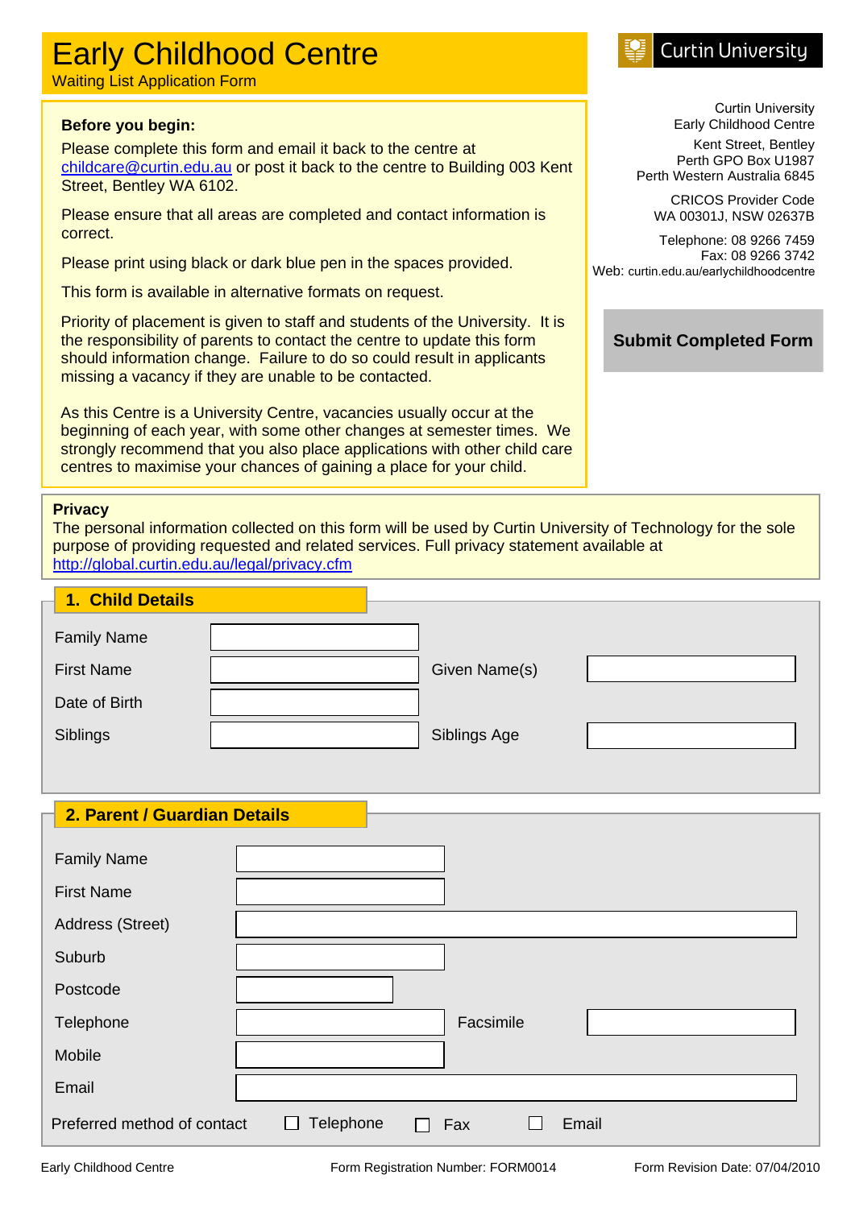# Early Childhood Centre

Waiting List Application Form

Curtin University

Curtin University
Early Childhood Centre

Kent Street, Bentley
Perth GPO Box U1987
Perth Western Australia 6845

CRICOS Provider Code
WA 00301J, NSW 02637B

Telephone: 08 9266 7459
Fax: 08 9266 3742
Web: curtin.edu.au/earlychildhoodcentre

**Submit Completed Form**

**Before you begin:**

Please complete this form and email it back to the centre at childcare@curtin.edu.au or post it back to the centre to Building 003 Kent Street, Bentley WA 6102.

Please ensure that all areas are completed and contact information is correct.

Please print using black or dark blue pen in the spaces provided.

This form is available in alternative formats on request.

Priority of placement is given to staff and students of the University. It is the responsibility of parents to contact the centre to update this form should information change. Failure to do so could result in applicants missing a vacancy if they are unable to be contacted.

As this Centre is a University Centre, vacancies usually occur at the beginning of each year, with some other changes at semester times. We strongly recommend that you also place applications with other child care centres to maximise your chances of gaining a place for your child.

**Privacy**

The personal information collected on this form will be used by Curtin University of Technology for the sole purpose of providing requested and related services. Full privacy statement available at http://global.curtin.edu.au/legal/privacy.cfm

## 1. Child Details

| | | | |
|---|---|---|---|
| Family Name | | | |
| First Name | | Given Name(s) | |
| Date of Birth | | | |
| Siblings | | Siblings Age | |

## 2. Parent / Guardian Details

| | | | |
|---|---|---|---|
| Family Name | | | |
| First Name | | | |
| Address (Street) | | | |
| Suburb | | | |
| Postcode | | | |
| Telephone | | Facsimile | |
| Mobile | | | |
| Email | | | |

Preferred method of contact ☐ Telephone ☐ Fax ☐ Email

Early Childhood Centre — Form Registration Number: FORM0014 — Form Revision Date: 07/04/2010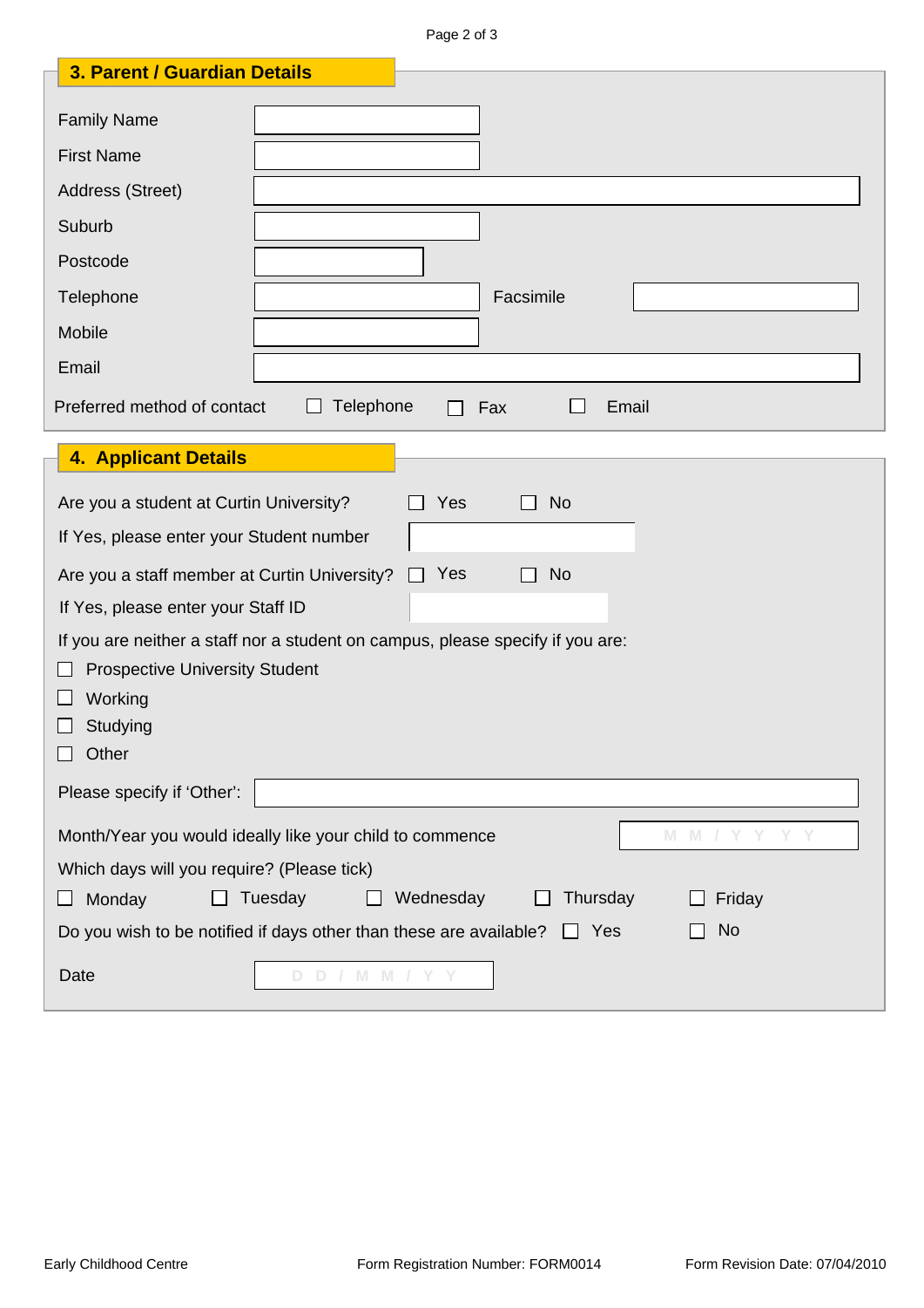## 3. Parent / Guardian Details

Family Name

First Name

Address (Street)

Suburb

Postcode

Telephone  Facsimile

Mobile

Email

Preferred method of contact ☐ Telephone ☐ Fax ☐ Email

## 4. Applicant Details

Are you a student at Curtin University? ☐ Yes ☐ No

If Yes, please enter your Student number

Are you a staff member at Curtin University? ☐ Yes ☐ No

If Yes, please enter your Staff ID

If you are neither a staff nor a student on campus, please specify if you are:

- ☐ Prospective University Student
- ☐ Working
- ☐ Studying
- ☐ Other

Please specify if 'Other':

Month/Year you would ideally like your child to commence  M M / Y Y Y Y

Which days will you require? (Please tick)

☐ Monday ☐ Tuesday ☐ Wednesday ☐ Thursday ☐ Friday

Do you wish to be notified if days other than these are available? ☐ Yes ☐ No

Date  D D / M M / Y Y

Early Childhood Centre  Form Registration Number: FORM0014  Form Revision Date: 07/04/2010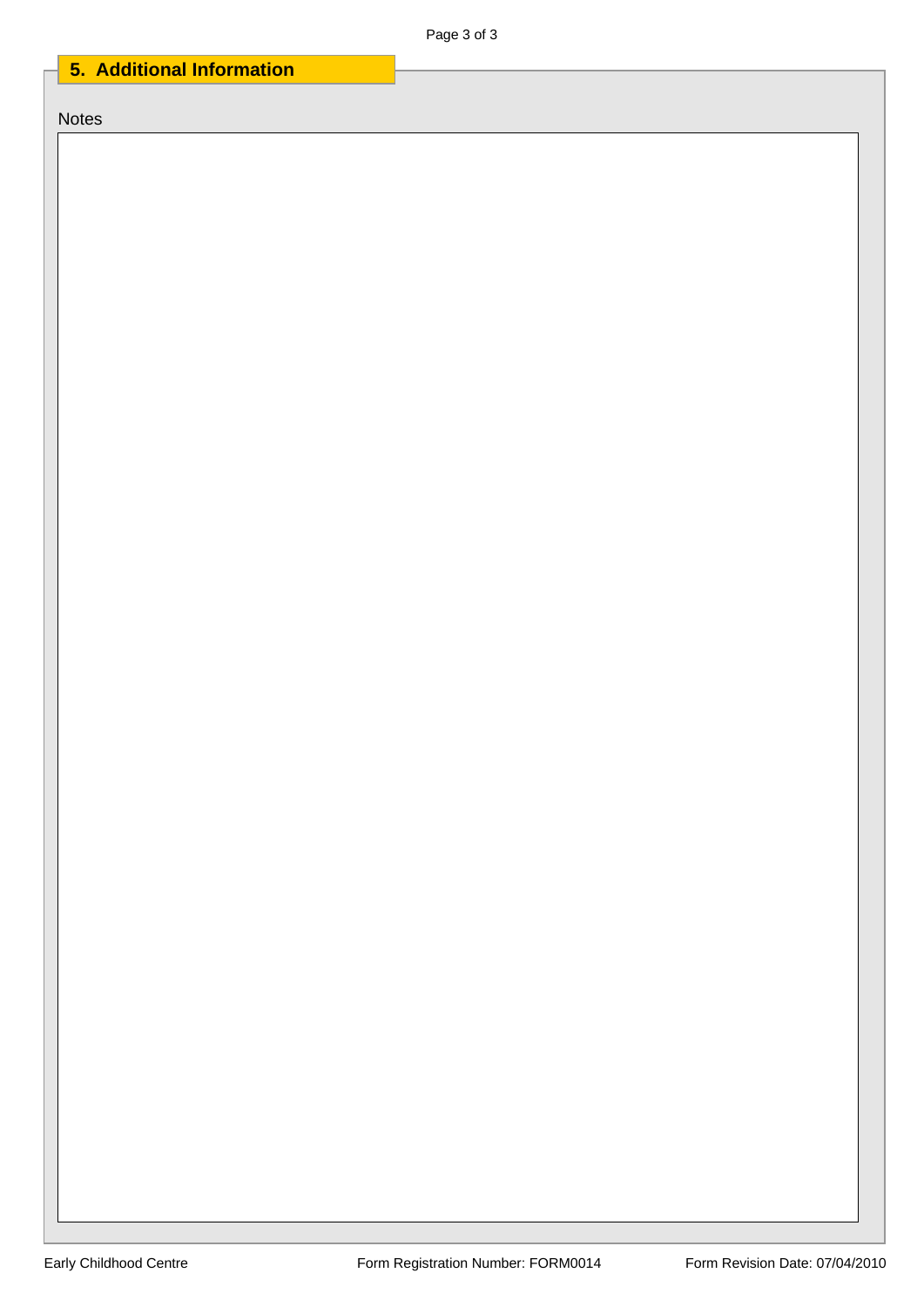## 5. Additional Information

Notes